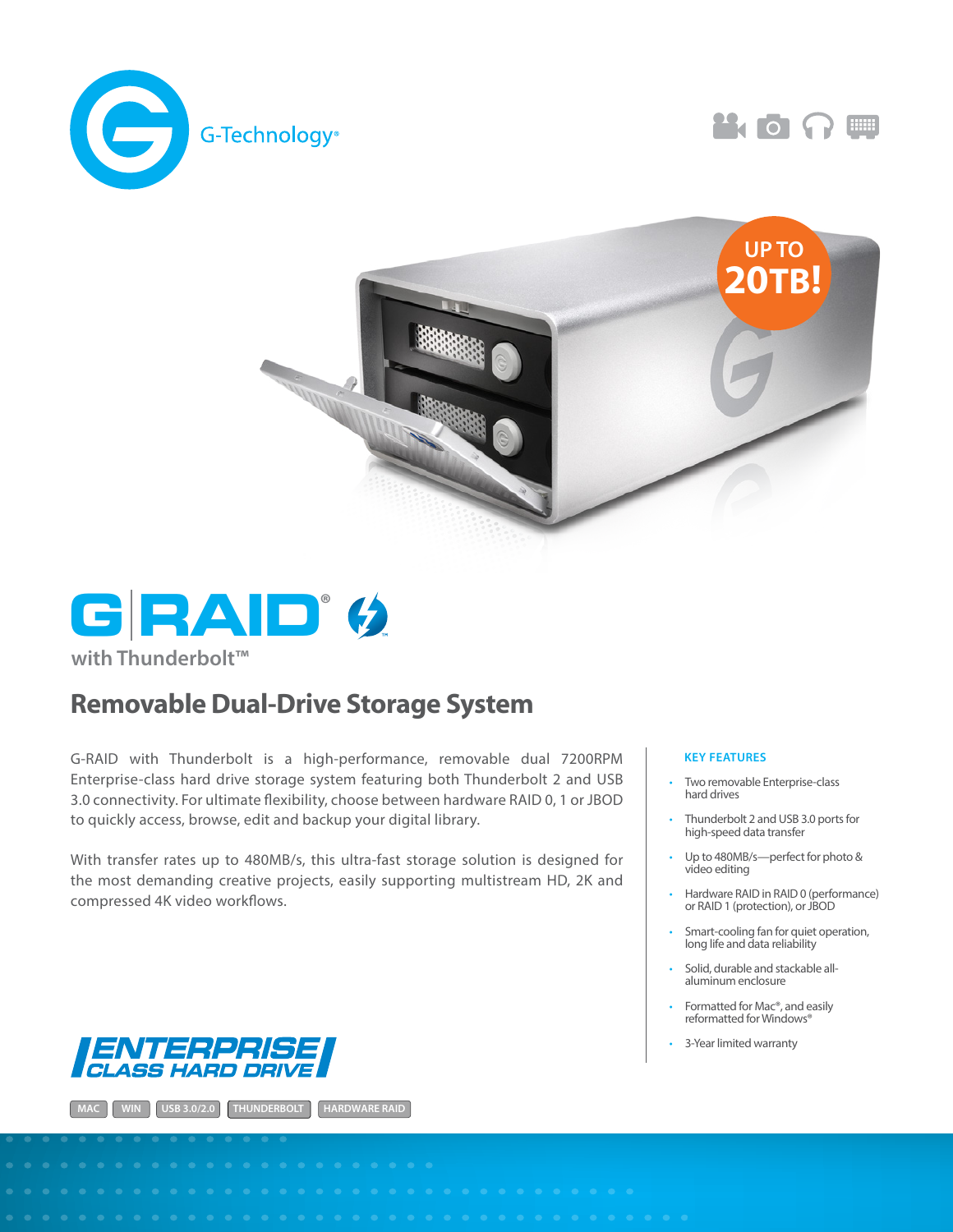G-Technology®

UP TO 20TB!

# G|RAID® with Thunderbolt™

## Removable Dual-Drive Storage System

G-RAID with Thunderbolt is a high-performance, removable dual 7200RPM Enterprise-class hard drive storage system featuring both Thunderbolt 2 and USB 3.0 connectivity. For ultimate flexibility, choose between hardware RAID 0, 1 or JBOD to quickly access, browse, edit and backup your digital library.

With transfer rates up to 480MB/s, this ultra-fast storage solution is designed for the most demanding creative projects, easily supporting multistream HD, 2K and compressed 4K video workflows.

### KEY FEATURES

- Two removable Enterprise-class hard drives
- Thunderbolt 2 and USB 3.0 ports for high-speed data transfer
- Up to 480MB/s—perfect for photo & video editing
- Hardware RAID in RAID 0 (performance) or RAID 1 (protection), or JBOD
- Smart-cooling fan for quiet operation, long life and data reliability
- Solid, durable and stackable all-aluminum enclosure
- Formatted for Mac®, and easily reformatted for Windows®
- 3-Year limited warranty

ENTERPRISE CLASS HARD DRIVE

MAC | WIN | USB 3.0/2.0 | THUNDERBOLT | HARDWARE RAID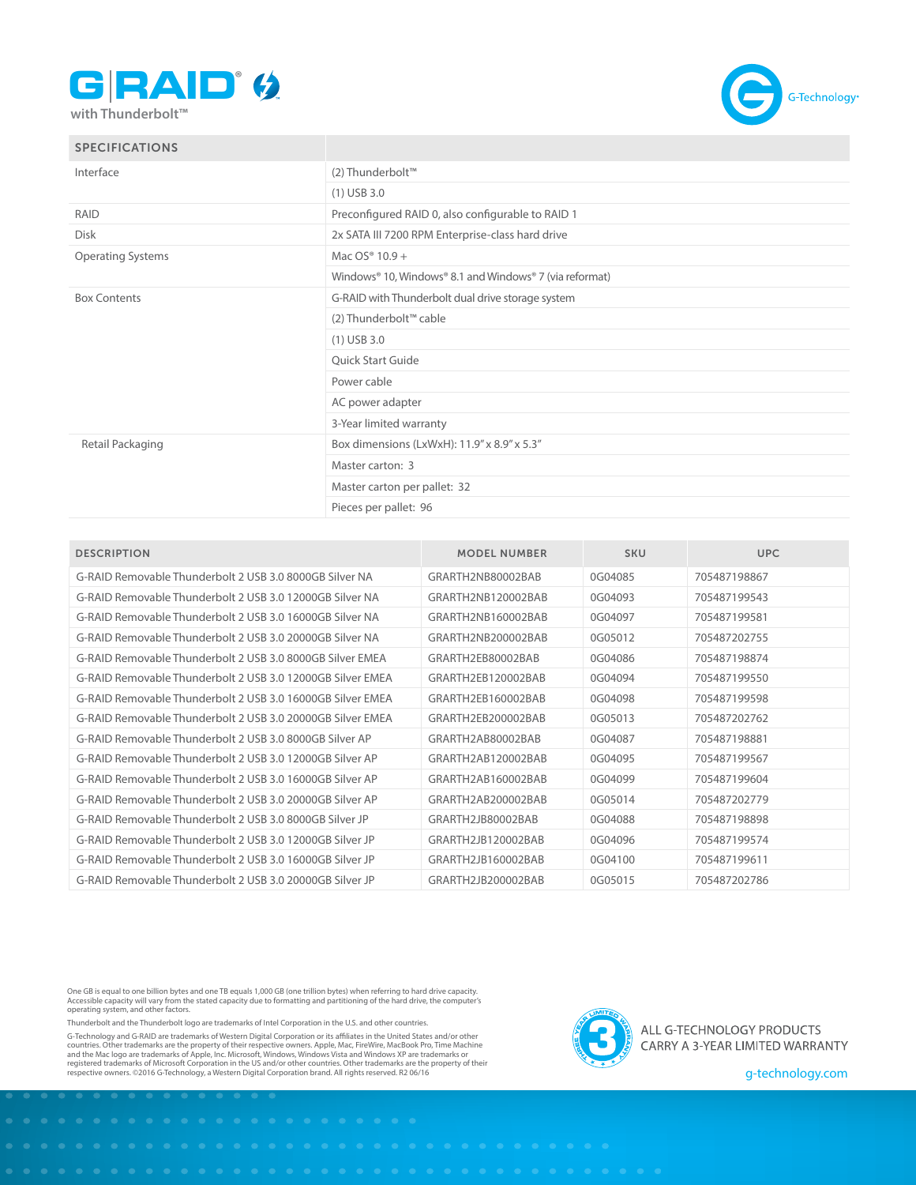# G|RAID® with Thunderbolt™

G-Technology®

| SPECIFICATIONS | |
|---|---|
| Interface | (2) Thunderbolt™ |
| | (1) USB 3.0 |
| RAID | Preconfigured RAID 0, also configurable to RAID 1 |
| Disk | 2x SATA III 7200 RPM Enterprise-class hard drive |
| Operating Systems | Mac OS® 10.9 + |
| | Windows® 10, Windows® 8.1 and Windows® 7 (via reformat) |
| Box Contents | G-RAID with Thunderbolt dual drive storage system |
| | (2) Thunderbolt™ cable |
| | (1) USB 3.0 |
| | Quick Start Guide |
| | Power cable |
| | AC power adapter |
| | 3-Year limited warranty |
| Retail Packaging | Box dimensions (LxWxH): 11.9" x 8.9" x 5.3" |
| | Master carton: 3 |
| | Master carton per pallet: 32 |
| | Pieces per pallet: 96 |

| DESCRIPTION | MODEL NUMBER | SKU | UPC |
|---|---|---|---|
| G-RAID Removable Thunderbolt 2 USB 3.0 8000GB Silver NA | GRARTH2NB80002BAB | 0G04085 | 705487198867 |
| G-RAID Removable Thunderbolt 2 USB 3.0 12000GB Silver NA | GRARTH2NB120002BAB | 0G04093 | 705487199543 |
| G-RAID Removable Thunderbolt 2 USB 3.0 16000GB Silver NA | GRARTH2NB160002BAB | 0G04097 | 705487199581 |
| G-RAID Removable Thunderbolt 2 USB 3.0 20000GB Silver NA | GRARTH2NB200002BAB | 0G05012 | 705487202755 |
| G-RAID Removable Thunderbolt 2 USB 3.0 8000GB Silver EMEA | GRARTH2EB80002BAB | 0G04086 | 705487198874 |
| G-RAID Removable Thunderbolt 2 USB 3.0 12000GB Silver EMEA | GRARTH2EB120002BAB | 0G04094 | 705487199550 |
| G-RAID Removable Thunderbolt 2 USB 3.0 16000GB Silver EMEA | GRARTH2EB160002BAB | 0G04098 | 705487199598 |
| G-RAID Removable Thunderbolt 2 USB 3.0 20000GB Silver EMEA | GRARTH2EB200002BAB | 0G05013 | 705487202762 |
| G-RAID Removable Thunderbolt 2 USB 3.0 8000GB Silver AP | GRARTH2AB80002BAB | 0G04087 | 705487198881 |
| G-RAID Removable Thunderbolt 2 USB 3.0 12000GB Silver AP | GRARTH2AB120002BAB | 0G04095 | 705487199567 |
| G-RAID Removable Thunderbolt 2 USB 3.0 16000GB Silver AP | GRARTH2AB160002BAB | 0G04099 | 705487199604 |
| G-RAID Removable Thunderbolt 2 USB 3.0 20000GB Silver AP | GRARTH2AB200002BAB | 0G05014 | 705487202779 |
| G-RAID Removable Thunderbolt 2 USB 3.0 8000GB Silver JP | GRARTH2JB80002BAB | 0G04088 | 705487198898 |
| G-RAID Removable Thunderbolt 2 USB 3.0 12000GB Silver JP | GRARTH2JB120002BAB | 0G04096 | 705487199574 |
| G-RAID Removable Thunderbolt 2 USB 3.0 16000GB Silver JP | GRARTH2JB160002BAB | 0G04100 | 705487199611 |
| G-RAID Removable Thunderbolt 2 USB 3.0 20000GB Silver JP | GRARTH2JB200002BAB | 0G05015 | 705487202786 |

One GB is equal to one billion bytes and one TB equals 1,000 GB (one trillion bytes) when referring to hard drive capacity. Accessible capacity will vary from the stated capacity due to formatting and partitioning of the hard drive, the computer's operating system, and other factors.

Thunderbolt and the Thunderbolt logo are trademarks of Intel Corporation in the U.S. and other countries.

G-Technology and G-RAID are trademarks of Western Digital Corporation or its affiliates in the United States and/or other countries. Other trademarks are the property of their respective owners. Apple, Mac, FireWire, MacBook Pro, Time Machine and the Mac logo are trademarks of Apple, Inc. Microsoft, Windows, Windows Vista and Windows XP are trademarks or registered trademarks of Microsoft Corporation in the US and/or other countries. Other trademarks are the property of their respective owners. ©2016 G-Technology, a Western Digital Corporation brand. All rights reserved. R2 06/16

ALL G-TECHNOLOGY PRODUCTS CARRY A 3-YEAR LIMITED WARRANTY

g-technology.com